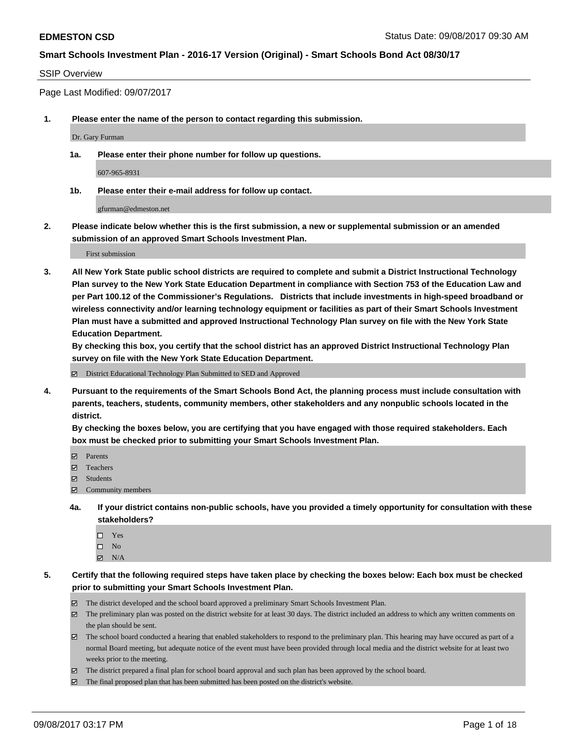**EDMESTON CSD** Status Date: 09/08/2017 09:30 AM

**Smart Schools Investment Plan - 2016-17 Version (Original) - Smart Schools Bond Act 08/30/17**

SSIP Overview

Page Last Modified: 09/07/2017

**1. Please enter the name of the person to contact regarding this submission.**

Dr. Gary Furman

**1a. Please enter their phone number for follow up questions.**

607-965-8931

**1b. Please enter their e-mail address for follow up contact.**

gfurman@edmeston.net

**2. Please indicate below whether this is the first submission, a new or supplemental submission or an amended submission of an approved Smart Schools Investment Plan.**

First submission

**3. All New York State public school districts are required to complete and submit a District Instructional Technology Plan survey to the New York State Education Department in compliance with Section 753 of the Education Law and per Part 100.12 of the Commissioner's Regulations. Districts that include investments in high-speed broadband or wireless connectivity and/or learning technology equipment or facilities as part of their Smart Schools Investment Plan must have a submitted and approved Instructional Technology Plan survey on file with the New York State Education Department.**
**By checking this box, you certify that the school district has an approved District Instructional Technology Plan survey on file with the New York State Education Department.**

- [x] District Educational Technology Plan Submitted to SED and Approved

**4. Pursuant to the requirements of the Smart Schools Bond Act, the planning process must include consultation with parents, teachers, students, community members, other stakeholders and any nonpublic schools located in the district.**
**By checking the boxes below, you are certifying that you have engaged with those required stakeholders. Each box must be checked prior to submitting your Smart Schools Investment Plan.**

- [x] Parents
- [x] Teachers
- [x] Students
- [x] Community members

**4a. If your district contains non-public schools, have you provided a timely opportunity for consultation with these stakeholders?**

- [ ] Yes
- [ ] No
- [x] N/A

**5. Certify that the following required steps have taken place by checking the boxes below: Each box must be checked prior to submitting your Smart Schools Investment Plan.**

- [x] The district developed and the school board approved a preliminary Smart Schools Investment Plan.
- [x] The preliminary plan was posted on the district website for at least 30 days. The district included an address to which any written comments on the plan should be sent.
- [x] The school board conducted a hearing that enabled stakeholders to respond to the preliminary plan. This hearing may have occured as part of a normal Board meeting, but adequate notice of the event must have been provided through local media and the district website for at least two weeks prior to the meeting.
- [x] The district prepared a final plan for school board approval and such plan has been approved by the school board.
- [x] The final proposed plan that has been submitted has been posted on the district's website.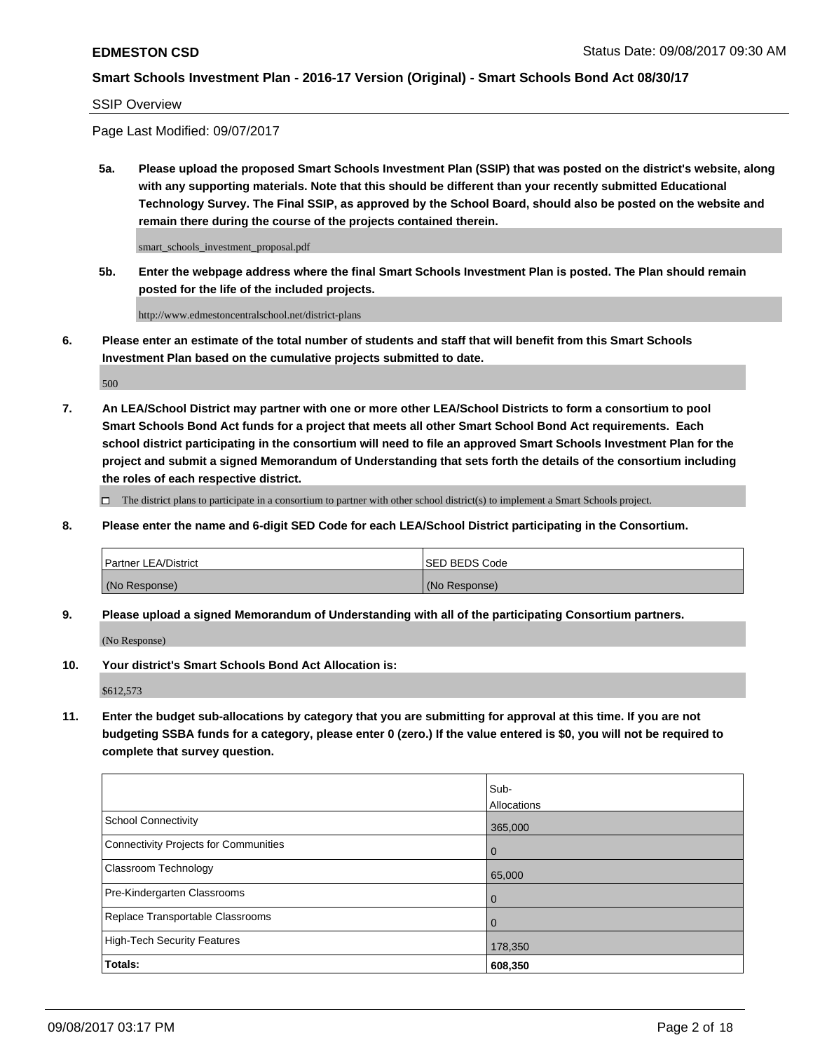SSIP Overview

Page Last Modified: 09/07/2017

**5a. Please upload the proposed Smart Schools Investment Plan (SSIP) that was posted on the district's website, along with any supporting materials. Note that this should be different than your recently submitted Educational Technology Survey. The Final SSIP, as approved by the School Board, should also be posted on the website and remain there during the course of the projects contained therein.**

smart_schools_investment_proposal.pdf

**5b. Enter the webpage address where the final Smart Schools Investment Plan is posted. The Plan should remain posted for the life of the included projects.**

http://www.edmestoncentralschool.net/district-plans

**6. Please enter an estimate of the total number of students and staff that will benefit from this Smart Schools Investment Plan based on the cumulative projects submitted to date.**

500

**7. An LEA/School District may partner with one or more other LEA/School Districts to form a consortium to pool Smart Schools Bond Act funds for a project that meets all other Smart School Bond Act requirements. Each school district participating in the consortium will need to file an approved Smart Schools Investment Plan for the project and submit a signed Memorandum of Understanding that sets forth the details of the consortium including the roles of each respective district.**

☐ The district plans to participate in a consortium to partner with other school district(s) to implement a Smart Schools project.

**8. Please enter the name and 6-digit SED Code for each LEA/School District participating in the Consortium.**

| Partner LEA/District | SED BEDS Code |
| --- | --- |
| (No Response) | (No Response) |

**9. Please upload a signed Memorandum of Understanding with all of the participating Consortium partners.**

(No Response)

**10. Your district's Smart Schools Bond Act Allocation is:**

$612,573

**11. Enter the budget sub-allocations by category that you are submitting for approval at this time. If you are not budgeting SSBA funds for a category, please enter 0 (zero.) If the value entered is $0, you will not be required to complete that survey question.**

| | Sub-Allocations |
| --- | --- |
| School Connectivity | 365,000 |
| Connectivity Projects for Communities | 0 |
| Classroom Technology | 65,000 |
| Pre-Kindergarten Classrooms | 0 |
| Replace Transportable Classrooms | 0 |
| High-Tech Security Features | 178,350 |
| **Totals:** | **608,350** |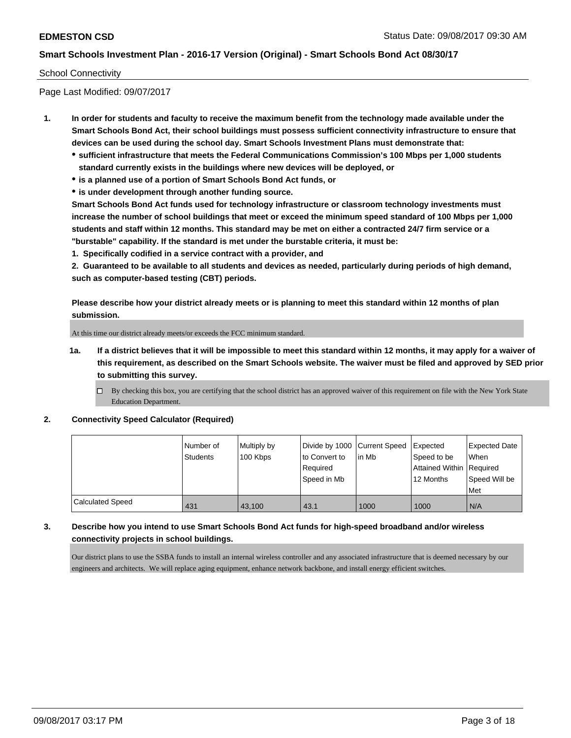**EDMESTON CSD**

**Smart Schools Investment Plan - 2016-17 Version (Original) - Smart Schools Bond Act 08/30/17**

School Connectivity

Page Last Modified: 09/07/2017

1. **In order for students and faculty to receive the maximum benefit from the technology made available under the Smart Schools Bond Act, their school buildings must possess sufficient connectivity infrastructure to ensure that devices can be used during the school day. Smart Schools Investment Plans must demonstrate that:**
   - **sufficient infrastructure that meets the Federal Communications Commission's 100 Mbps per 1,000 students standard currently exists in the buildings where new devices will be deployed, or**
   - **is a planned use of a portion of Smart Schools Bond Act funds, or**
   - **is under development through another funding source.**

   **Smart Schools Bond Act funds used for technology infrastructure or classroom technology investments must increase the number of school buildings that meet or exceed the minimum speed standard of 100 Mbps per 1,000 students and staff within 12 months. This standard may be met on either a contracted 24/7 firm service or a "burstable" capability. If the standard is met under the burstable criteria, it must be:**

   **1. Specifically codified in a service contract with a provider, and**

   **2. Guaranteed to be available to all students and devices as needed, particularly during periods of high demand, such as computer-based testing (CBT) periods.**

   **Please describe how your district already meets or is planning to meet this standard within 12 months of plan submission.**

   At this time our district already meets/or exceeds the FCC minimum standard.

   **1a. If a district believes that it will be impossible to meet this standard within 12 months, it may apply for a waiver of this requirement, as described on the Smart Schools website. The waiver must be filed and approved by SED prior to submitting this survey.**

   ☐ By checking this box, you are certifying that the school district has an approved waiver of this requirement on file with the New York State Education Department.

2. **Connectivity Speed Calculator (Required)**

| | Number of Students | Multiply by 100 Kbps | Divide by 1000 to Convert to Required Speed in Mb | Current Speed in Mb | Expected Speed to be Attained Within 12 Months | Expected Date When Required Speed Will be Met |
|---|---|---|---|---|---|---|
| Calculated Speed | 431 | 43,100 | 43.1 | 1000 | 1000 | N/A |

3. **Describe how you intend to use Smart Schools Bond Act funds for high-speed broadband and/or wireless connectivity projects in school buildings.**

   Our district plans to use the SSBA funds to install an internal wireless controller and any associated infrastructure that is deemed necessary by our engineers and architects. We will replace aging equipment, enhance network backbone, and install energy efficient switches.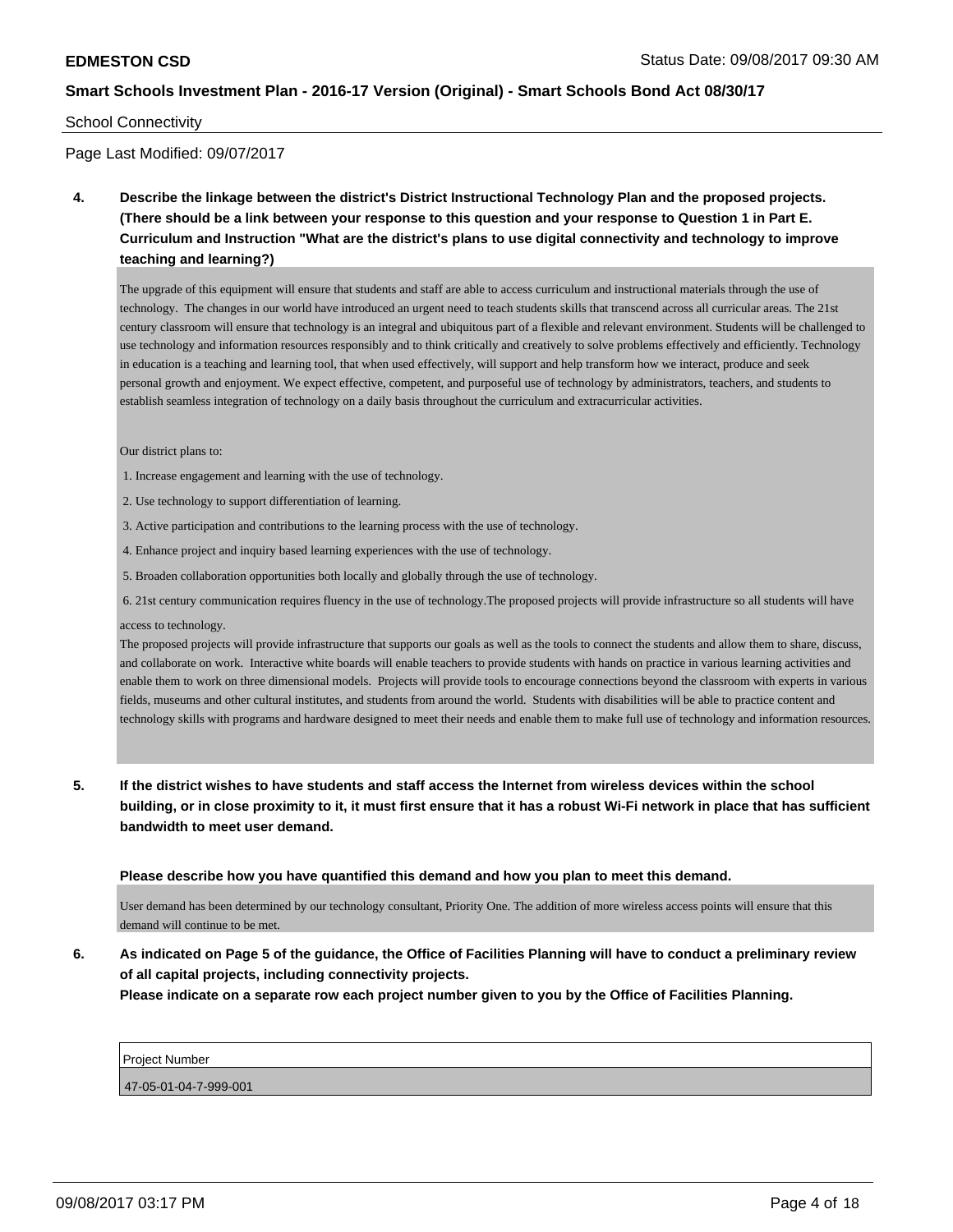School Connectivity

Page Last Modified: 09/07/2017

**4. Describe the linkage between the district's District Instructional Technology Plan and the proposed projects. (There should be a link between your response to this question and your response to Question 1 in Part E. Curriculum and Instruction "What are the district's plans to use digital connectivity and technology to improve teaching and learning?)**

The upgrade of this equipment will ensure that students and staff are able to access curriculum and instructional materials through the use of technology. The changes in our world have introduced an urgent need to teach students skills that transcend across all curricular areas. The 21st century classroom will ensure that technology is an integral and ubiquitous part of a flexible and relevant environment. Students will be challenged to use technology and information resources responsibly and to think critically and creatively to solve problems effectively and efficiently. Technology in education is a teaching and learning tool, that when used effectively, will support and help transform how we interact, produce and seek personal growth and enjoyment. We expect effective, competent, and purposeful use of technology by administrators, teachers, and students to establish seamless integration of technology on a daily basis throughout the curriculum and extracurricular activities.

Our district plans to:

1. Increase engagement and learning with the use of technology.
2. Use technology to support differentiation of learning.
3. Active participation and contributions to the learning process with the use of technology.
4. Enhance project and inquiry based learning experiences with the use of technology.
5. Broaden collaboration opportunities both locally and globally through the use of technology.
6. 21st century communication requires fluency in the use of technology.The proposed projects will provide infrastructure so all students will have access to technology.

The proposed projects will provide infrastructure that supports our goals as well as the tools to connect the students and allow them to share, discuss, and collaborate on work. Interactive white boards will enable teachers to provide students with hands on practice in various learning activities and enable them to work on three dimensional models. Projects will provide tools to encourage connections beyond the classroom with experts in various fields, museums and other cultural institutes, and students from around the world. Students with disabilities will be able to practice content and technology skills with programs and hardware designed to meet their needs and enable them to make full use of technology and information resources.

**5. If the district wishes to have students and staff access the Internet from wireless devices within the school building, or in close proximity to it, it must first ensure that it has a robust Wi-Fi network in place that has sufficient bandwidth to meet user demand.**

**Please describe how you have quantified this demand and how you plan to meet this demand.**

User demand has been determined by our technology consultant, Priority One. The addition of more wireless access points will ensure that this demand will continue to be met.

**6. As indicated on Page 5 of the guidance, the Office of Facilities Planning will have to conduct a preliminary review of all capital projects, including connectivity projects.**
**Please indicate on a separate row each project number given to you by the Office of Facilities Planning.**

| Project Number |
| --- |
| 47-05-01-04-7-999-001 |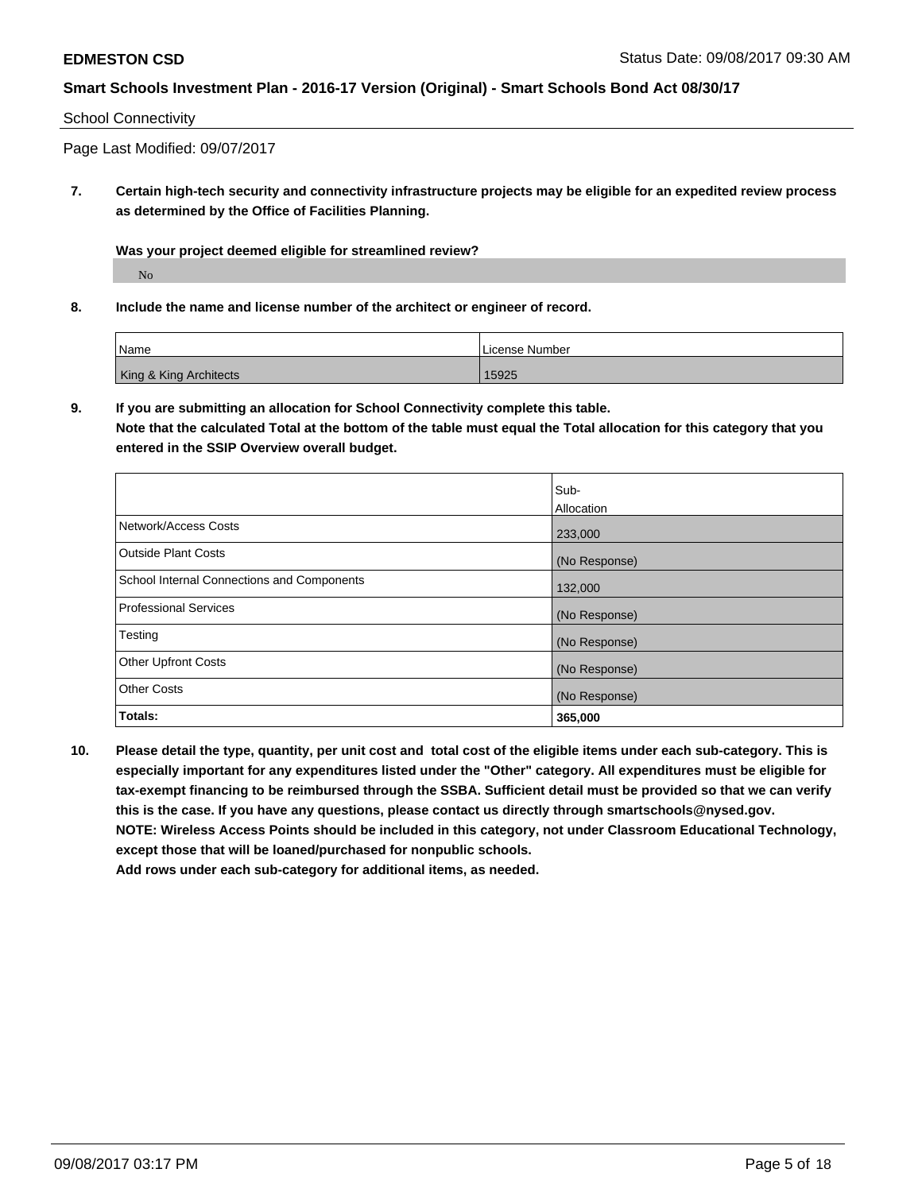School Connectivity

Page Last Modified: 09/07/2017

**7. Certain high-tech security and connectivity infrastructure projects may be eligible for an expedited review process as determined by the Office of Facilities Planning.**

**Was your project deemed eligible for streamlined review?**

No

**8. Include the name and license number of the architect or engineer of record.**

| Name | License Number |
|---|---|
| King & King Architects | 15925 |

**9. If you are submitting an allocation for School Connectivity complete this table.**
**Note that the calculated Total at the bottom of the table must equal the Total allocation for this category that you entered in the SSIP Overview overall budget.**

| | Sub-Allocation |
|---|---|
| Network/Access Costs | 233,000 |
| Outside Plant Costs | (No Response) |
| School Internal Connections and Components | 132,000 |
| Professional Services | (No Response) |
| Testing | (No Response) |
| Other Upfront Costs | (No Response) |
| Other Costs | (No Response) |
| **Totals:** | **365,000** |

**10. Please detail the type, quantity, per unit cost and total cost of the eligible items under each sub-category. This is especially important for any expenditures listed under the "Other" category. All expenditures must be eligible for tax-exempt financing to be reimbursed through the SSBA. Sufficient detail must be provided so that we can verify this is the case. If you have any questions, please contact us directly through smartschools@nysed.gov.**
**NOTE: Wireless Access Points should be included in this category, not under Classroom Educational Technology, except those that will be loaned/purchased for nonpublic schools.**
**Add rows under each sub-category for additional items, as needed.**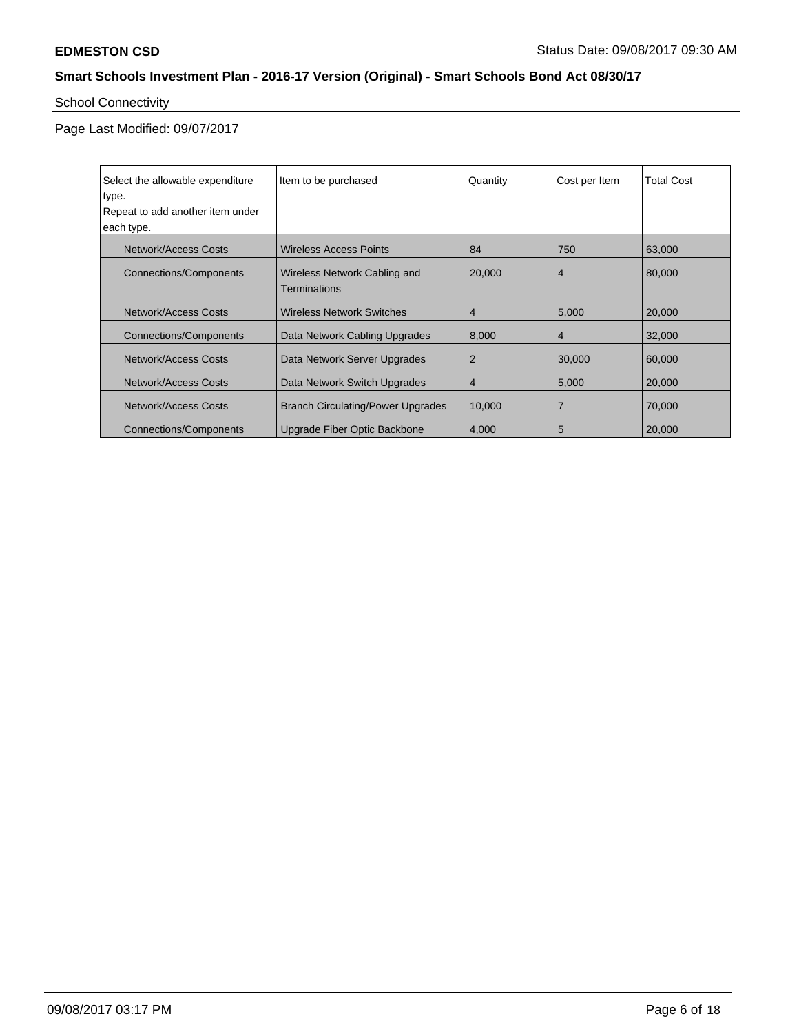**EDMESTON CSD** Status Date: 09/08/2017 09:30 AM

**Smart Schools Investment Plan - 2016-17 Version (Original) - Smart Schools Bond Act 08/30/17**

School Connectivity

Page Last Modified: 09/07/2017

| Select the allowable expenditure type. Repeat to add another item under each type. | Item to be purchased | Quantity | Cost per Item | Total Cost |
| --- | --- | --- | --- | --- |
| Network/Access Costs | Wireless Access Points | 84 | 750 | 63,000 |
| Connections/Components | Wireless Network Cabling and Terminations | 20,000 | 4 | 80,000 |
| Network/Access Costs | Wireless Network Switches | 4 | 5,000 | 20,000 |
| Connections/Components | Data Network Cabling Upgrades | 8,000 | 4 | 32,000 |
| Network/Access Costs | Data Network Server Upgrades | 2 | 30,000 | 60,000 |
| Network/Access Costs | Data Network Switch Upgrades | 4 | 5,000 | 20,000 |
| Network/Access Costs | Branch Circulating/Power Upgrades | 10,000 | 7 | 70,000 |
| Connections/Components | Upgrade Fiber Optic Backbone | 4,000 | 5 | 20,000 |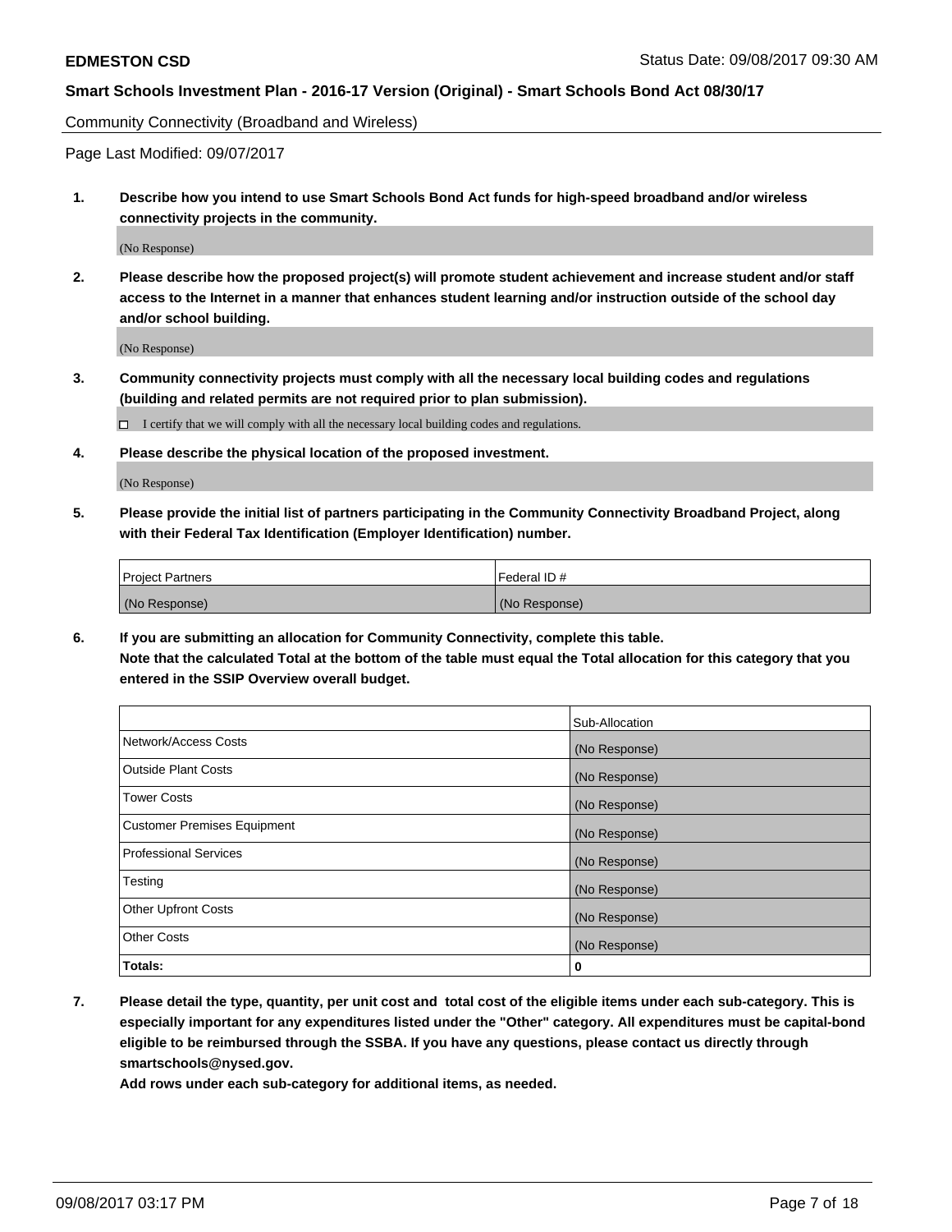Community Connectivity (Broadband and Wireless)

Page Last Modified: 09/07/2017

1. **Describe how you intend to use Smart Schools Bond Act funds for high-speed broadband and/or wireless connectivity projects in the community.**

   (No Response)

2. **Please describe how the proposed project(s) will promote student achievement and increase student and/or staff access to the Internet in a manner that enhances student learning and/or instruction outside of the school day and/or school building.**

   (No Response)

3. **Community connectivity projects must comply with all the necessary local building codes and regulations (building and related permits are not required prior to plan submission).**

   ☐ I certify that we will comply with all the necessary local building codes and regulations.

4. **Please describe the physical location of the proposed investment.**

   (No Response)

5. **Please provide the initial list of partners participating in the Community Connectivity Broadband Project, along with their Federal Tax Identification (Employer Identification) number.**

| Project Partners | Federal ID # |
|---|---|
| (No Response) | (No Response) |

6. **If you are submitting an allocation for Community Connectivity, complete this table.**
   **Note that the calculated Total at the bottom of the table must equal the Total allocation for this category that you entered in the SSIP Overview overall budget.**

| | Sub-Allocation |
|---|---|
| Network/Access Costs | (No Response) |
| Outside Plant Costs | (No Response) |
| Tower Costs | (No Response) |
| Customer Premises Equipment | (No Response) |
| Professional Services | (No Response) |
| Testing | (No Response) |
| Other Upfront Costs | (No Response) |
| Other Costs | (No Response) |
| **Totals:** | **0** |

7. **Please detail the type, quantity, per unit cost and total cost of the eligible items under each sub-category. This is especially important for any expenditures listed under the "Other" category. All expenditures must be capital-bond eligible to be reimbursed through the SSBA. If you have any questions, please contact us directly through smartschools@nysed.gov.**

   **Add rows under each sub-category for additional items, as needed.**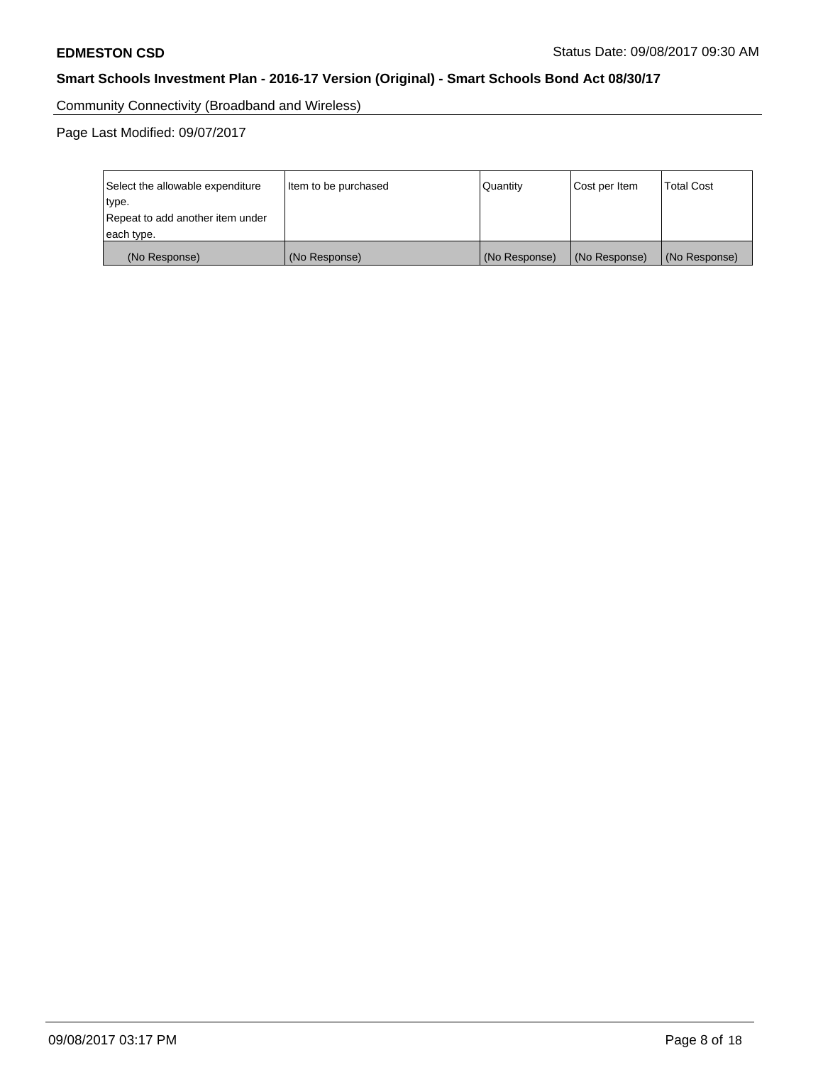Community Connectivity (Broadband and Wireless)

Page Last Modified: 09/07/2017

| Select the allowable expenditure type. Repeat to add another item under each type. | Item to be purchased | Quantity | Cost per Item | Total Cost |
|---|---|---|---|---|
| (No Response) | (No Response) | (No Response) | (No Response) | (No Response) |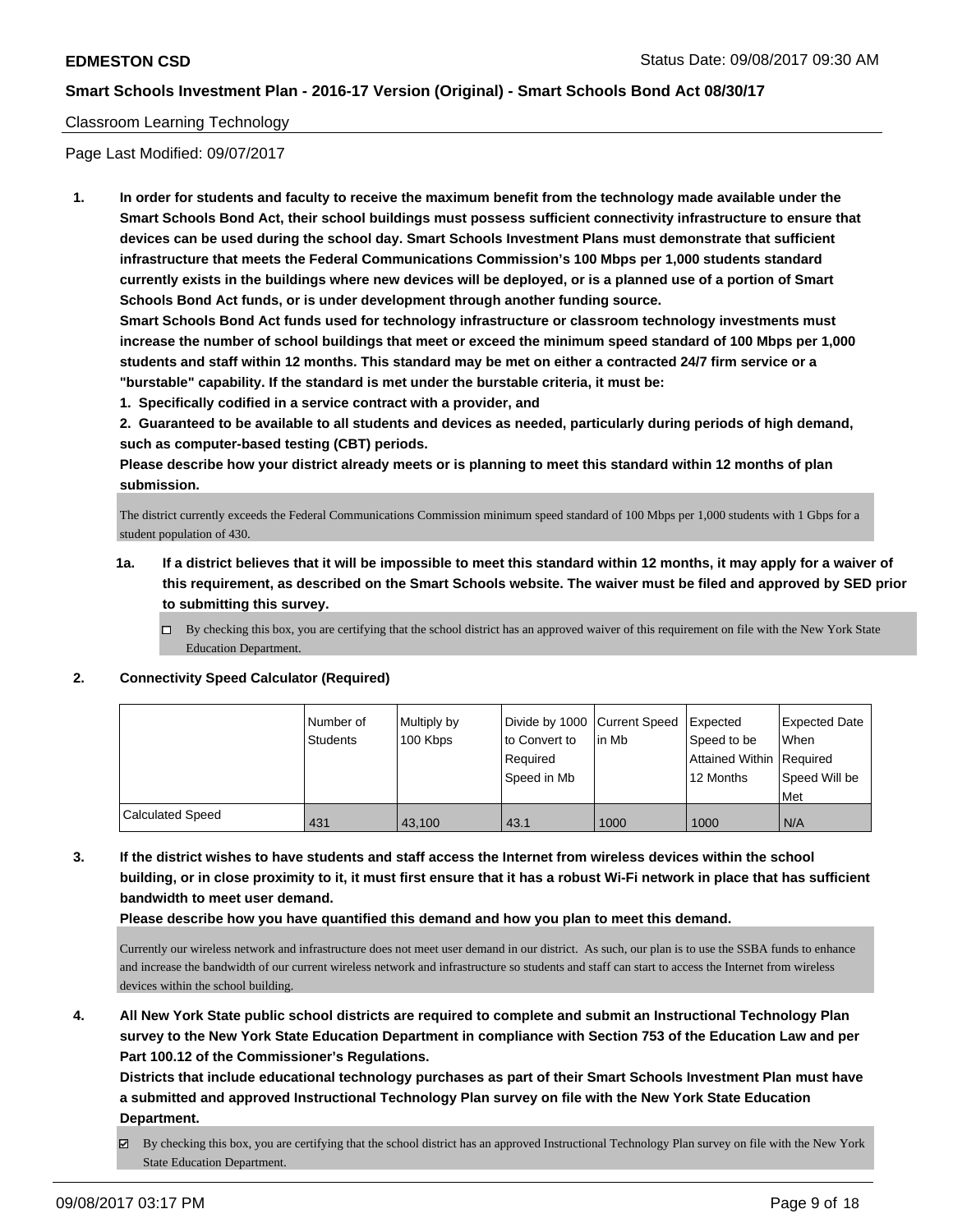Classroom Learning Technology

Page Last Modified: 09/07/2017

**1. In order for students and faculty to receive the maximum benefit from the technology made available under the Smart Schools Bond Act, their school buildings must possess sufficient connectivity infrastructure to ensure that devices can be used during the school day. Smart Schools Investment Plans must demonstrate that sufficient infrastructure that meets the Federal Communications Commission's 100 Mbps per 1,000 students standard currently exists in the buildings where new devices will be deployed, or is a planned use of a portion of Smart Schools Bond Act funds, or is under development through another funding source.**

**Smart Schools Bond Act funds used for technology infrastructure or classroom technology investments must increase the number of school buildings that meet or exceed the minimum speed standard of 100 Mbps per 1,000 students and staff within 12 months. This standard may be met on either a contracted 24/7 firm service or a "burstable" capability. If the standard is met under the burstable criteria, it must be:**

**1. Specifically codified in a service contract with a provider, and**

**2. Guaranteed to be available to all students and devices as needed, particularly during periods of high demand, such as computer-based testing (CBT) periods.**

**Please describe how your district already meets or is planning to meet this standard within 12 months of plan submission.**

The district currently exceeds the Federal Communications Commission minimum speed standard of 100 Mbps per 1,000 students with 1 Gbps for a student population of 430.

**1a. If a district believes that it will be impossible to meet this standard within 12 months, it may apply for a waiver of this requirement, as described on the Smart Schools website. The waiver must be filed and approved by SED prior to submitting this survey.**

☐ By checking this box, you are certifying that the school district has an approved waiver of this requirement on file with the New York State Education Department.

**2. Connectivity Speed Calculator (Required)**

| | Number of Students | Multiply by 100 Kbps | Divide by 1000 to Convert to Required Speed in Mb | Current Speed in Mb | Expected Speed to be Attained Within 12 Months | Expected Date When Required Speed Will be Met |
|---|---|---|---|---|---|---|
| Calculated Speed | 431 | 43,100 | 43.1 | 1000 | 1000 | N/A |

**3. If the district wishes to have students and staff access the Internet from wireless devices within the school building, or in close proximity to it, it must first ensure that it has a robust Wi-Fi network in place that has sufficient bandwidth to meet user demand.**

**Please describe how you have quantified this demand and how you plan to meet this demand.**

Currently our wireless network and infrastructure does not meet user demand in our district. As such, our plan is to use the SSBA funds to enhance and increase the bandwidth of our current wireless network and infrastructure so students and staff can start to access the Internet from wireless devices within the school building.

**4. All New York State public school districts are required to complete and submit an Instructional Technology Plan survey to the New York State Education Department in compliance with Section 753 of the Education Law and per Part 100.12 of the Commissioner's Regulations.**

**Districts that include educational technology purchases as part of their Smart Schools Investment Plan must have a submitted and approved Instructional Technology Plan survey on file with the New York State Education Department.**

☑ By checking this box, you are certifying that the school district has an approved Instructional Technology Plan survey on file with the New York State Education Department.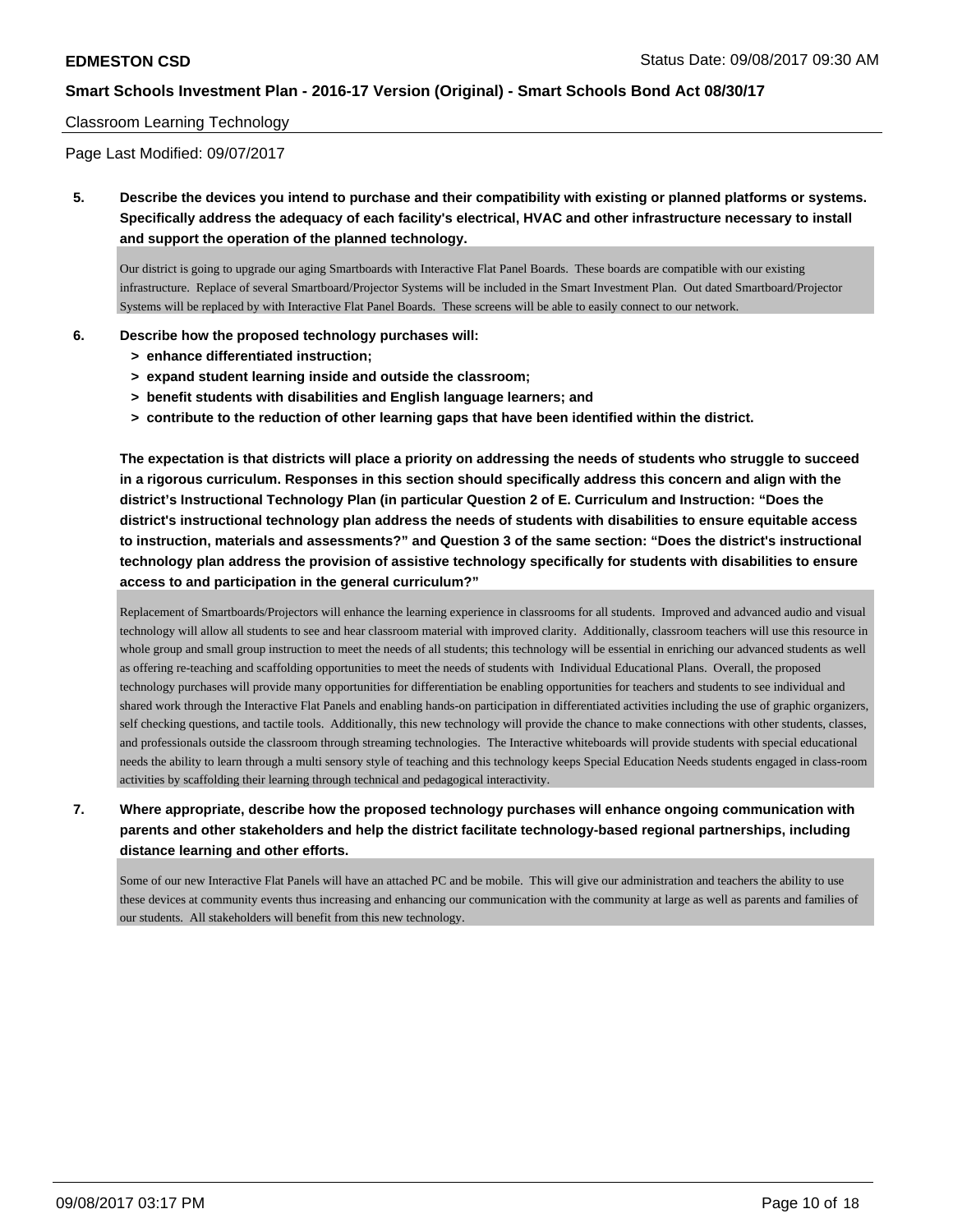Classroom Learning Technology

Page Last Modified: 09/07/2017

**5. Describe the devices you intend to purchase and their compatibility with existing or planned platforms or systems. Specifically address the adequacy of each facility's electrical, HVAC and other infrastructure necessary to install and support the operation of the planned technology.**

Our district is going to upgrade our aging Smartboards with Interactive Flat Panel Boards. These boards are compatible with our existing infrastructure. Replace of several Smartboard/Projector Systems will be included in the Smart Investment Plan. Out dated Smartboard/Projector Systems will be replaced by with Interactive Flat Panel Boards. These screens will be able to easily connect to our network.

**6. Describe how the proposed technology purchases will:**

- **> enhance differentiated instruction;**
- **> expand student learning inside and outside the classroom;**
- **> benefit students with disabilities and English language learners; and**
- **> contribute to the reduction of other learning gaps that have been identified within the district.**

**The expectation is that districts will place a priority on addressing the needs of students who struggle to succeed in a rigorous curriculum. Responses in this section should specifically address this concern and align with the district's Instructional Technology Plan (in particular Question 2 of E. Curriculum and Instruction: "Does the district's instructional technology plan address the needs of students with disabilities to ensure equitable access to instruction, materials and assessments?" and Question 3 of the same section: "Does the district's instructional technology plan address the provision of assistive technology specifically for students with disabilities to ensure access to and participation in the general curriculum?"**

Replacement of Smartboards/Projectors will enhance the learning experience in classrooms for all students. Improved and advanced audio and visual technology will allow all students to see and hear classroom material with improved clarity. Additionally, classroom teachers will use this resource in whole group and small group instruction to meet the needs of all students; this technology will be essential in enriching our advanced students as well as offering re-teaching and scaffolding opportunities to meet the needs of students with Individual Educational Plans. Overall, the proposed technology purchases will provide many opportunities for differentiation be enabling opportunities for teachers and students to see individual and shared work through the Interactive Flat Panels and enabling hands-on participation in differentiated activities including the use of graphic organizers, self checking questions, and tactile tools. Additionally, this new technology will provide the chance to make connections with other students, classes, and professionals outside the classroom through streaming technologies. The Interactive whiteboards will provide students with special educational needs the ability to learn through a multi sensory style of teaching and this technology keeps Special Education Needs students engaged in class-room activities by scaffolding their learning through technical and pedagogical interactivity.

**7. Where appropriate, describe how the proposed technology purchases will enhance ongoing communication with parents and other stakeholders and help the district facilitate technology-based regional partnerships, including distance learning and other efforts.**

Some of our new Interactive Flat Panels will have an attached PC and be mobile. This will give our administration and teachers the ability to use these devices at community events thus increasing and enhancing our communication with the community at large as well as parents and families of our students. All stakeholders will benefit from this new technology.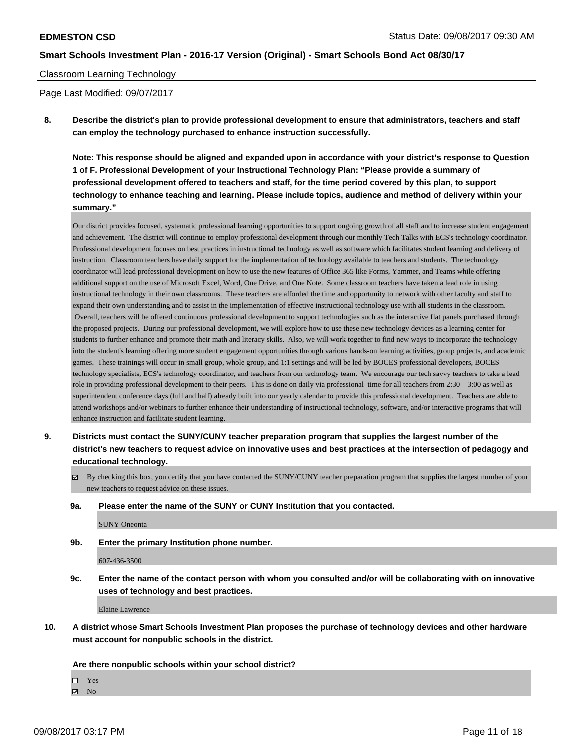Classroom Learning Technology

Page Last Modified: 09/07/2017

**8. Describe the district's plan to provide professional development to ensure that administrators, teachers and staff can employ the technology purchased to enhance instruction successfully.**

**Note: This response should be aligned and expanded upon in accordance with your district's response to Question 1 of F. Professional Development of your Instructional Technology Plan: "Please provide a summary of professional development offered to teachers and staff, for the time period covered by this plan, to support technology to enhance teaching and learning. Please include topics, audience and method of delivery within your summary."**

Our district provides focused, systematic professional learning opportunities to support ongoing growth of all staff and to increase student engagement and achievement. The district will continue to employ professional development through our monthly Tech Talks with ECS's technology coordinator. Professional development focuses on best practices in instructional technology as well as software which facilitates student learning and delivery of instruction. Classroom teachers have daily support for the implementation of technology available to teachers and students. The technology coordinator will lead professional development on how to use the new features of Office 365 like Forms, Yammer, and Teams while offering additional support on the use of Microsoft Excel, Word, One Drive, and One Note. Some classroom teachers have taken a lead role in using instructional technology in their own classrooms. These teachers are afforded the time and opportunity to network with other faculty and staff to expand their own understanding and to assist in the implementation of effective instructional technology use with all students in the classroom. Overall, teachers will be offered continuous professional development to support technologies such as the interactive flat panels purchased through the proposed projects. During our professional development, we will explore how to use these new technology devices as a learning center for students to further enhance and promote their math and literacy skills. Also, we will work together to find new ways to incorporate the technology into the student's learning offering more student engagement opportunities through various hands-on learning activities, group projects, and academic games. These trainings will occur in small group, whole group, and 1:1 settings and will be led by BOCES professional developers, BOCES technology specialists, ECS's technology coordinator, and teachers from our technology team. We encourage our tech savvy teachers to take a lead role in providing professional development to their peers. This is done on daily via professional time for all teachers from 2:30 – 3:00 as well as superintendent conference days (full and half) already built into our yearly calendar to provide this professional development. Teachers are able to attend workshops and/or webinars to further enhance their understanding of instructional technology, software, and/or interactive programs that will enhance instruction and facilitate student learning.

**9. Districts must contact the SUNY/CUNY teacher preparation program that supplies the largest number of the district's new teachers to request advice on innovative uses and best practices at the intersection of pedagogy and educational technology.**

☑ By checking this box, you certify that you have contacted the SUNY/CUNY teacher preparation program that supplies the largest number of your new teachers to request advice on these issues.

**9a. Please enter the name of the SUNY or CUNY Institution that you contacted.**

SUNY Oneonta

**9b. Enter the primary Institution phone number.**

607-436-3500

**9c. Enter the name of the contact person with whom you consulted and/or will be collaborating with on innovative uses of technology and best practices.**

Elaine Lawrence

**10. A district whose Smart Schools Investment Plan proposes the purchase of technology devices and other hardware must account for nonpublic schools in the district.**

**Are there nonpublic schools within your school district?**

☐ Yes
☑ No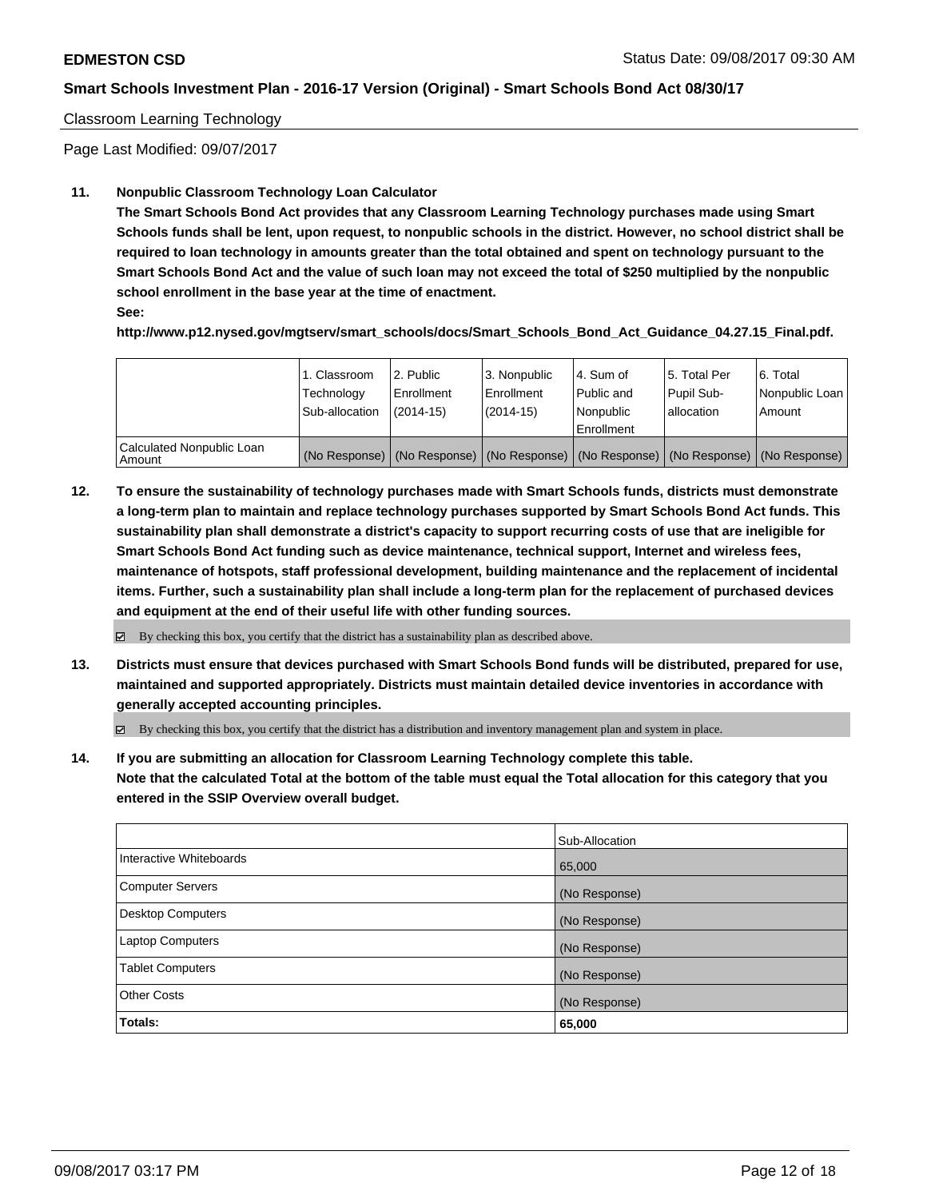Classroom Learning Technology

Page Last Modified: 09/07/2017

**11. Nonpublic Classroom Technology Loan Calculator**

**The Smart Schools Bond Act provides that any Classroom Learning Technology purchases made using Smart Schools funds shall be lent, upon request, to nonpublic schools in the district. However, no school district shall be required to loan technology in amounts greater than the total obtained and spent on technology pursuant to the Smart Schools Bond Act and the value of such loan may not exceed the total of $250 multiplied by the nonpublic school enrollment in the base year at the time of enactment.**

**See:**

**http://www.p12.nysed.gov/mgtserv/smart_schools/docs/Smart_Schools_Bond_Act_Guidance_04.27.15_Final.pdf.**

| | 1. Classroom Technology Sub-allocation | 2. Public Enrollment (2014-15) | 3. Nonpublic Enrollment (2014-15) | 4. Sum of Public and Nonpublic Enrollment | 5. Total Per Pupil Sub-allocation | 6. Total Nonpublic Loan Amount |
|---|---|---|---|---|---|---|
| Calculated Nonpublic Loan Amount | (No Response) | (No Response) | (No Response) | (No Response) | (No Response) | (No Response) |

**12. To ensure the sustainability of technology purchases made with Smart Schools funds, districts must demonstrate a long-term plan to maintain and replace technology purchases supported by Smart Schools Bond Act funds. This sustainability plan shall demonstrate a district's capacity to support recurring costs of use that are ineligible for Smart Schools Bond Act funding such as device maintenance, technical support, Internet and wireless fees, maintenance of hotspots, staff professional development, building maintenance and the replacement of incidental items. Further, such a sustainability plan shall include a long-term plan for the replacement of purchased devices and equipment at the end of their useful life with other funding sources.**

☑ By checking this box, you certify that the district has a sustainability plan as described above.

**13. Districts must ensure that devices purchased with Smart Schools Bond funds will be distributed, prepared for use, maintained and supported appropriately. Districts must maintain detailed device inventories in accordance with generally accepted accounting principles.**

☑ By checking this box, you certify that the district has a distribution and inventory management plan and system in place.

**14. If you are submitting an allocation for Classroom Learning Technology complete this table. Note that the calculated Total at the bottom of the table must equal the Total allocation for this category that you entered in the SSIP Overview overall budget.**

| | Sub-Allocation |
|---|---|
| Interactive Whiteboards | 65,000 |
| Computer Servers | (No Response) |
| Desktop Computers | (No Response) |
| Laptop Computers | (No Response) |
| Tablet Computers | (No Response) |
| Other Costs | (No Response) |
| **Totals:** | **65,000** |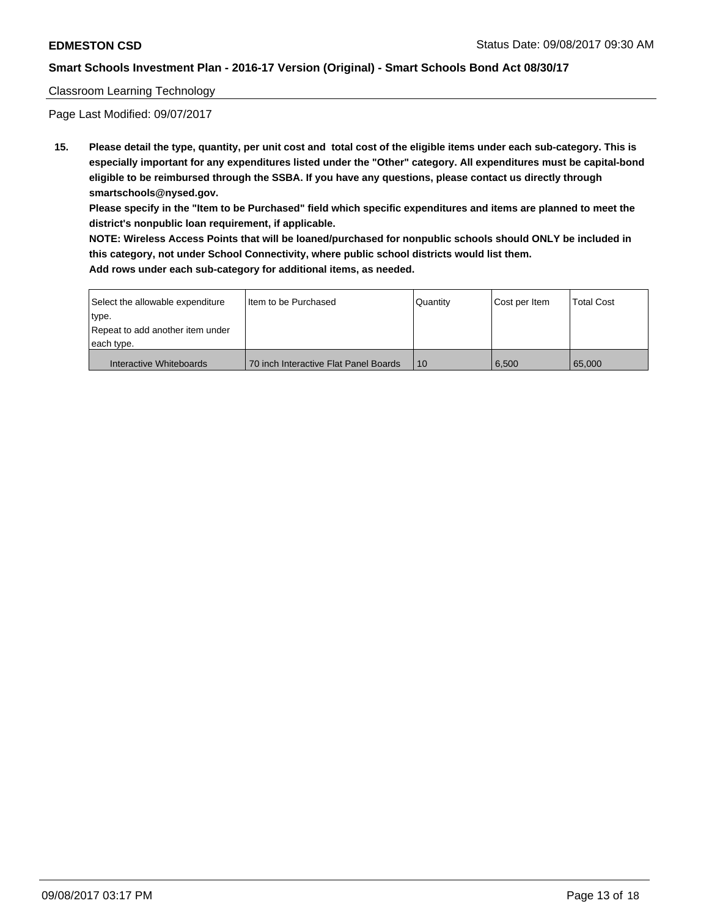Classroom Learning Technology

Page Last Modified: 09/07/2017

**15. Please detail the type, quantity, per unit cost and total cost of the eligible items under each sub-category. This is especially important for any expenditures listed under the "Other" category. All expenditures must be capital-bond eligible to be reimbursed through the SSBA. If you have any questions, please contact us directly through smartschools@nysed.gov.**

**Please specify in the "Item to be Purchased" field which specific expenditures and items are planned to meet the district's nonpublic loan requirement, if applicable.**

**NOTE: Wireless Access Points that will be loaned/purchased for nonpublic schools should ONLY be included in this category, not under School Connectivity, where public school districts would list them.**

**Add rows under each sub-category for additional items, as needed.**

| Select the allowable expenditure type. Repeat to add another item under each type. | Item to be Purchased | Quantity | Cost per Item | Total Cost |
|---|---|---|---|---|
| Interactive Whiteboards | 70 inch Interactive Flat Panel Boards | 10 | 6,500 | 65,000 |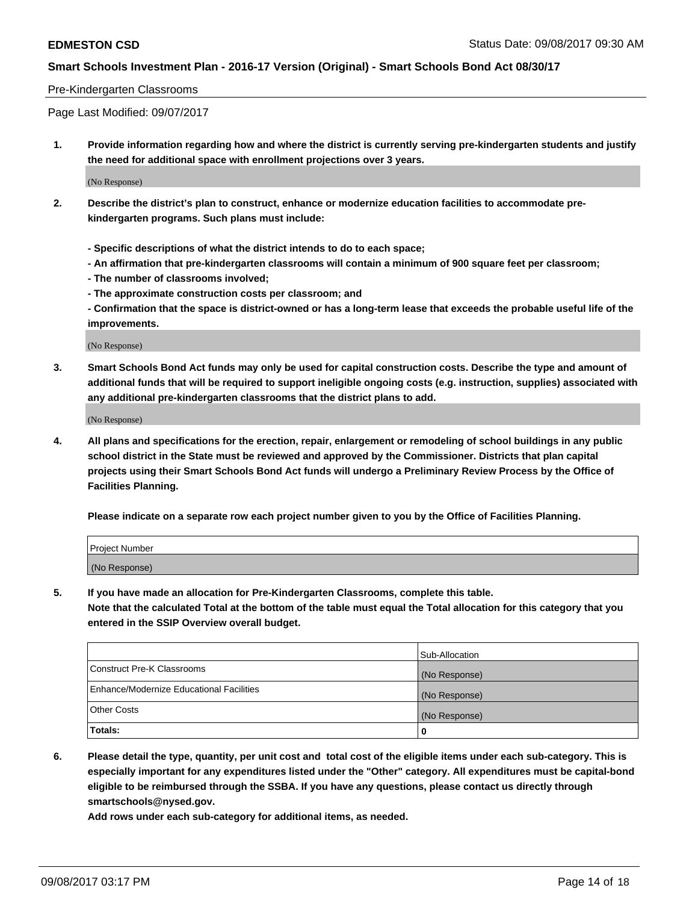Pre-Kindergarten Classrooms

Page Last Modified: 09/07/2017

**1. Provide information regarding how and where the district is currently serving pre-kindergarten students and justify the need for additional space with enrollment projections over 3 years.**

(No Response)

**2. Describe the district's plan to construct, enhance or modernize education facilities to accommodate pre-kindergarten programs. Such plans must include:**

**- Specific descriptions of what the district intends to do to each space;**
**- An affirmation that pre-kindergarten classrooms will contain a minimum of 900 square feet per classroom;**
**- The number of classrooms involved;**
**- The approximate construction costs per classroom; and**
**- Confirmation that the space is district-owned or has a long-term lease that exceeds the probable useful life of the improvements.**

(No Response)

**3. Smart Schools Bond Act funds may only be used for capital construction costs. Describe the type and amount of additional funds that will be required to support ineligible ongoing costs (e.g. instruction, supplies) associated with any additional pre-kindergarten classrooms that the district plans to add.**

(No Response)

**4. All plans and specifications for the erection, repair, enlargement or remodeling of school buildings in any public school district in the State must be reviewed and approved by the Commissioner. Districts that plan capital projects using their Smart Schools Bond Act funds will undergo a Preliminary Review Process by the Office of Facilities Planning.**

**Please indicate on a separate row each project number given to you by the Office of Facilities Planning.**

| Project Number |
| --- |
| (No Response) |

**5. If you have made an allocation for Pre-Kindergarten Classrooms, complete this table.**
**Note that the calculated Total at the bottom of the table must equal the Total allocation for this category that you entered in the SSIP Overview overall budget.**

| | Sub-Allocation |
| --- | --- |
| Construct Pre-K Classrooms | (No Response) |
| Enhance/Modernize Educational Facilities | (No Response) |
| Other Costs | (No Response) |
| **Totals:** | **0** |

**6. Please detail the type, quantity, per unit cost and total cost of the eligible items under each sub-category. This is especially important for any expenditures listed under the "Other" category. All expenditures must be capital-bond eligible to be reimbursed through the SSBA. If you have any questions, please contact us directly through smartschools@nysed.gov.**

**Add rows under each sub-category for additional items, as needed.**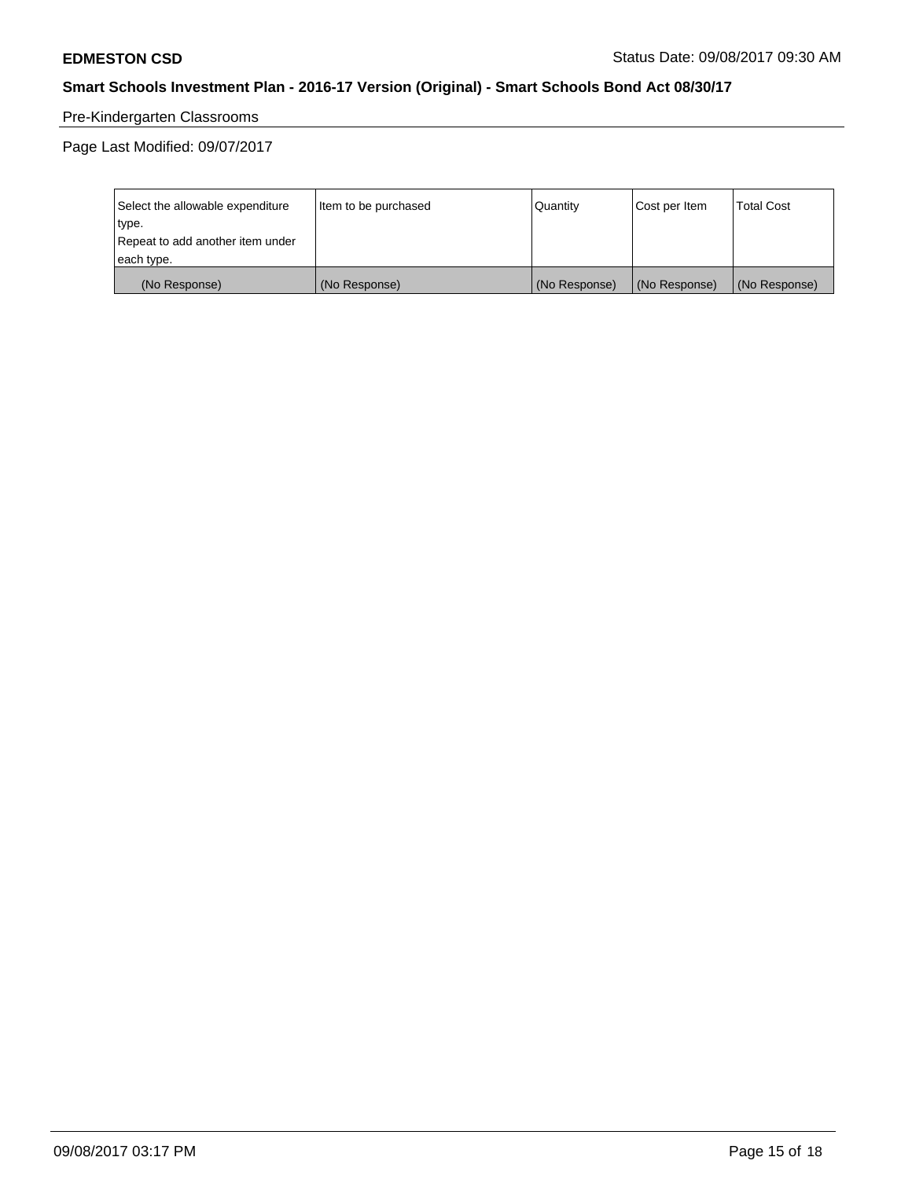Pre-Kindergarten Classrooms

Page Last Modified: 09/07/2017

| Select the allowable expenditure type. Repeat to add another item under each type. | Item to be purchased | Quantity | Cost per Item | Total Cost |
| --- | --- | --- | --- | --- |
| (No Response) | (No Response) | (No Response) | (No Response) | (No Response) |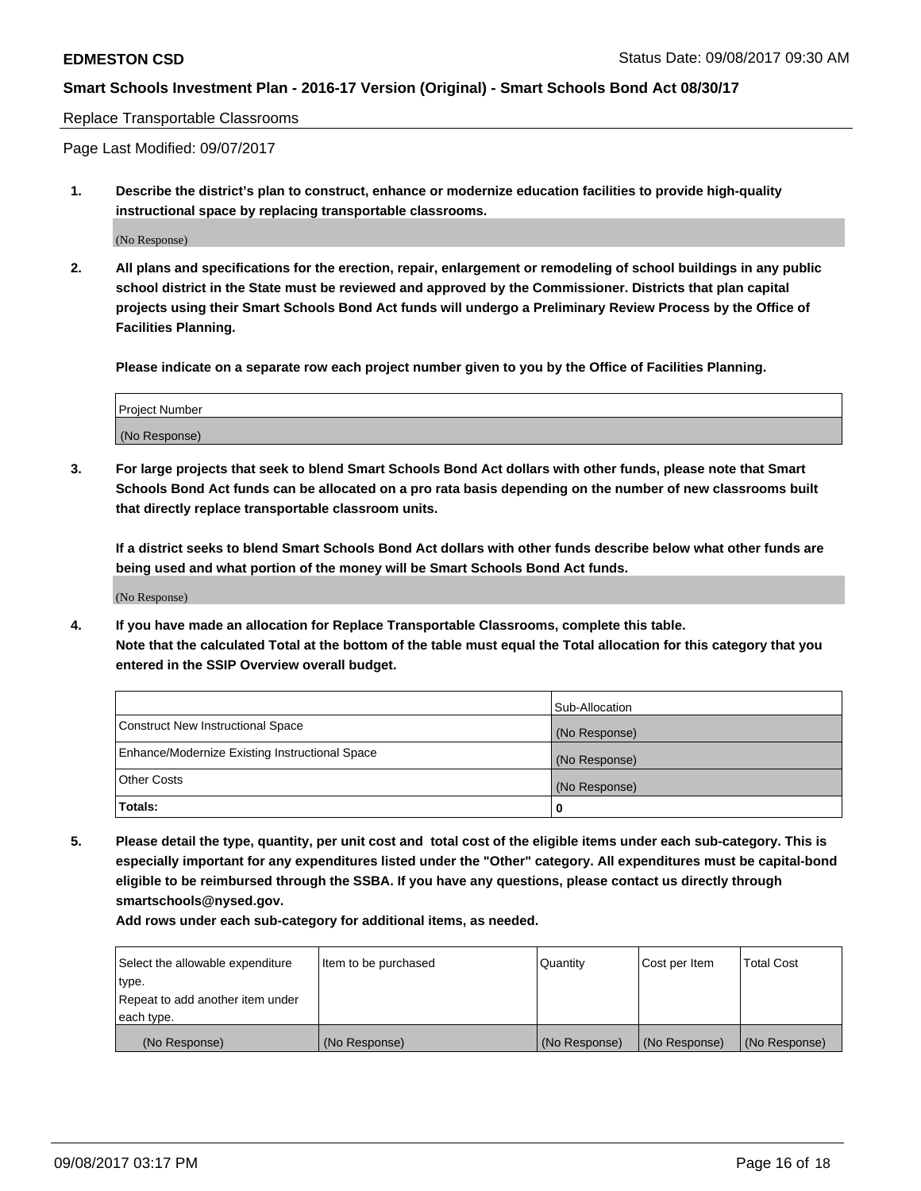Replace Transportable Classrooms

Page Last Modified: 09/07/2017

**1. Describe the district's plan to construct, enhance or modernize education facilities to provide high-quality instructional space by replacing transportable classrooms.**

(No Response)

**2. All plans and specifications for the erection, repair, enlargement or remodeling of school buildings in any public school district in the State must be reviewed and approved by the Commissioner. Districts that plan capital projects using their Smart Schools Bond Act funds will undergo a Preliminary Review Process by the Office of Facilities Planning.**

**Please indicate on a separate row each project number given to you by the Office of Facilities Planning.**

| Project Number |
| --- |
| (No Response) |

**3. For large projects that seek to blend Smart Schools Bond Act dollars with other funds, please note that Smart Schools Bond Act funds can be allocated on a pro rata basis depending on the number of new classrooms built that directly replace transportable classroom units.**

**If a district seeks to blend Smart Schools Bond Act dollars with other funds describe below what other funds are being used and what portion of the money will be Smart Schools Bond Act funds.**

(No Response)

**4. If you have made an allocation for Replace Transportable Classrooms, complete this table. Note that the calculated Total at the bottom of the table must equal the Total allocation for this category that you entered in the SSIP Overview overall budget.**

| | Sub-Allocation |
| --- | --- |
| Construct New Instructional Space | (No Response) |
| Enhance/Modernize Existing Instructional Space | (No Response) |
| Other Costs | (No Response) |
| **Totals:** | **0** |

**5. Please detail the type, quantity, per unit cost and total cost of the eligible items under each sub-category. This is especially important for any expenditures listed under the "Other" category. All expenditures must be capital-bond eligible to be reimbursed through the SSBA. If you have any questions, please contact us directly through smartschools@nysed.gov.**

**Add rows under each sub-category for additional items, as needed.**

| Select the allowable expenditure type. Repeat to add another item under each type. | Item to be purchased | Quantity | Cost per Item | Total Cost |
| --- | --- | --- | --- | --- |
| (No Response) | (No Response) | (No Response) | (No Response) | (No Response) |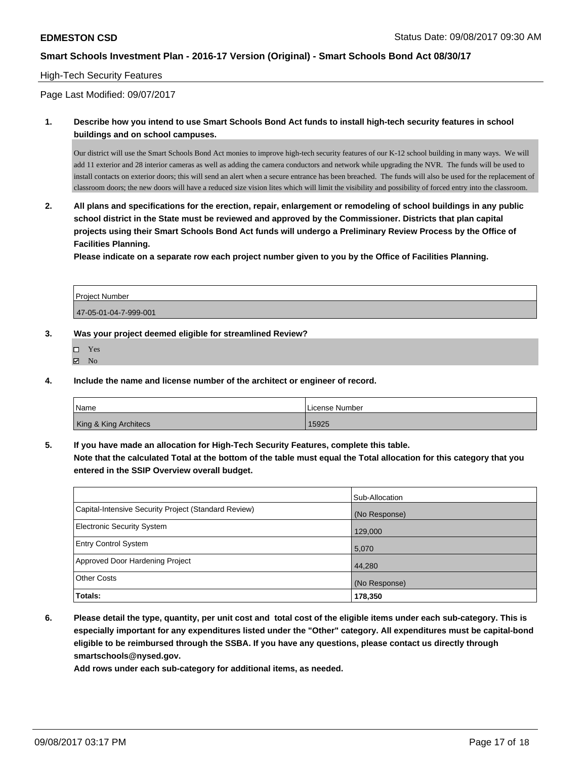## High-Tech Security Features

Page Last Modified: 09/07/2017

**1. Describe how you intend to use Smart Schools Bond Act funds to install high-tech security features in school buildings and on school campuses.**

Our district will use the Smart Schools Bond Act monies to improve high-tech security features of our K-12 school building in many ways. We will add 11 exterior and 28 interior cameras as well as adding the camera conductors and network while upgrading the NVR. The funds will be used to install contacts on exterior doors; this will send an alert when a secure entrance has been breached. The funds will also be used for the replacement of classroom doors; the new doors will have a reduced size vision lites which will limit the visibility and possibility of forced entry into the classroom.

**2. All plans and specifications for the erection, repair, enlargement or remodeling of school buildings in any public school district in the State must be reviewed and approved by the Commissioner. Districts that plan capital projects using their Smart Schools Bond Act funds will undergo a Preliminary Review Process by the Office of Facilities Planning.**

**Please indicate on a separate row each project number given to you by the Office of Facilities Planning.**

| Project Number |
| --- |
| 47-05-01-04-7-999-001 |

**3. Was your project deemed eligible for streamlined Review?**

- ☐ Yes
- ☑ No

**4. Include the name and license number of the architect or engineer of record.**

| Name | License Number |
| --- | --- |
| King & King Architecs | 15925 |

**5. If you have made an allocation for High-Tech Security Features, complete this table.**
**Note that the calculated Total at the bottom of the table must equal the Total allocation for this category that you entered in the SSIP Overview overall budget.**

| | Sub-Allocation |
| --- | --- |
| Capital-Intensive Security Project (Standard Review) | (No Response) |
| Electronic Security System | 129,000 |
| Entry Control System | 5,070 |
| Approved Door Hardening Project | 44,280 |
| Other Costs | (No Response) |
| **Totals:** | **178,350** |

**6. Please detail the type, quantity, per unit cost and total cost of the eligible items under each sub-category. This is especially important for any expenditures listed under the "Other" category. All expenditures must be capital-bond eligible to be reimbursed through the SSBA. If you have any questions, please contact us directly through smartschools@nysed.gov.**

**Add rows under each sub-category for additional items, as needed.**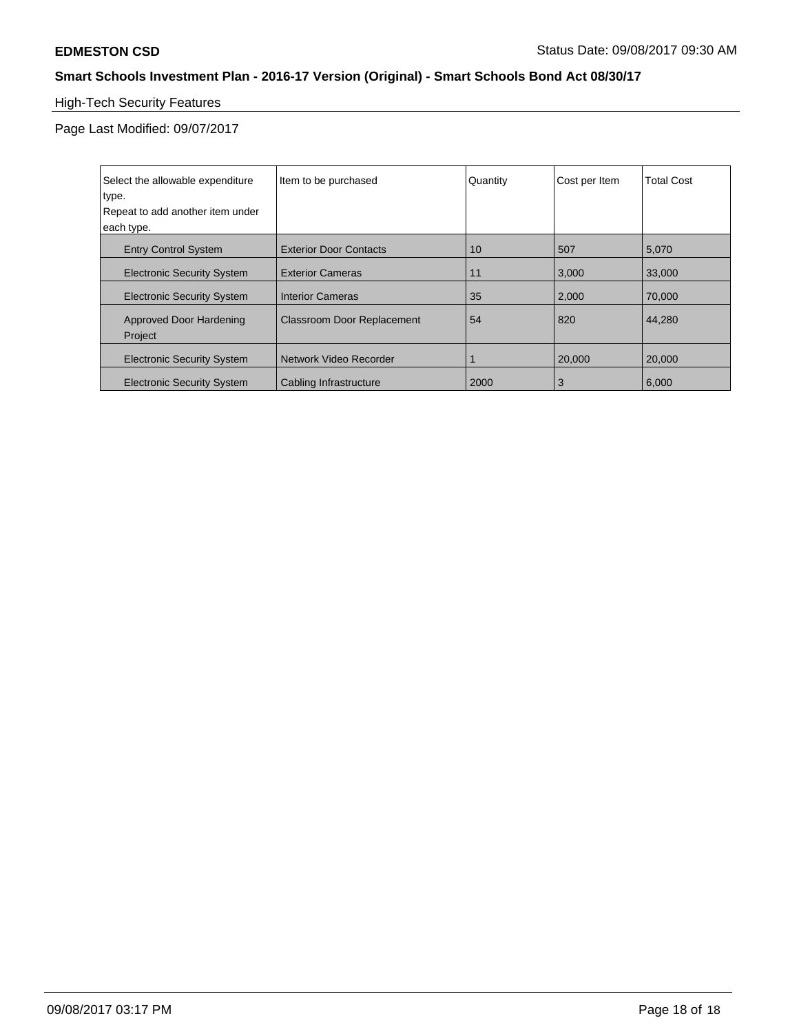## High-Tech Security Features

Page Last Modified: 09/07/2017

| Select the allowable expenditure type. Repeat to add another item under each type. | Item to be purchased | Quantity | Cost per Item | Total Cost |
|---|---|---|---|---|
| Entry Control System | Exterior Door Contacts | 10 | 507 | 5,070 |
| Electronic Security System | Exterior Cameras | 11 | 3,000 | 33,000 |
| Electronic Security System | Interior Cameras | 35 | 2,000 | 70,000 |
| Approved Door Hardening Project | Classroom Door Replacement | 54 | 820 | 44,280 |
| Electronic Security System | Network Video Recorder | 1 | 20,000 | 20,000 |
| Electronic Security System | Cabling Infrastructure | 2000 | 3 | 6,000 |